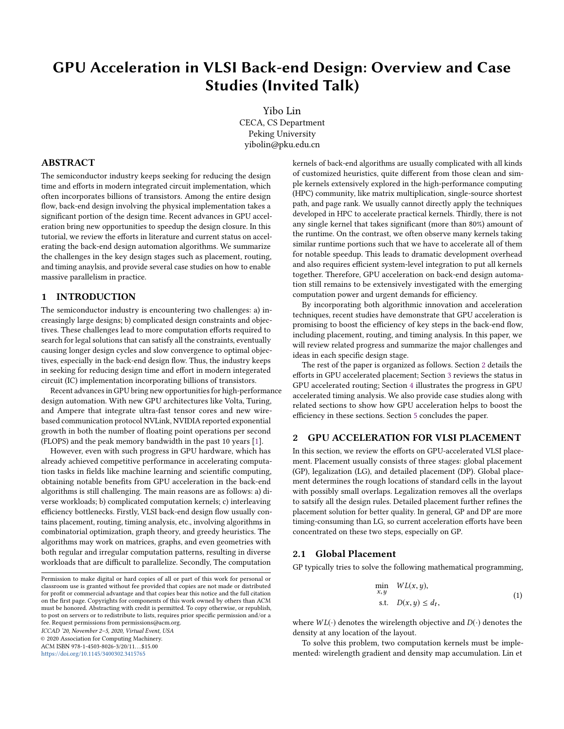# GPU Acceleration in VLSI Back-end Design: Overview and Case Studies (Invited Talk)

Yibo Lin
CECA, CS Department
Peking University
yibolin@pku.edu.cn

## ABSTRACT

The semiconductor industry keeps seeking for reducing the design time and efforts in modern integrated circuit implementation, which often incorporates billions of transistors. Among the entire design flow, back-end design involving the physical implementation takes a significant portion of the design time. Recent advances in GPU acceleration bring new opportunities to speedup the design closure. In this tutorial, we review the efforts in literature and current status on accelerating the back-end design automation algorithms. We summarize the challenges in the key design stages such as placement, routing, and timing anaylsis, and provide several case studies on how to enable massive parallelism in practice.

## 1 INTRODUCTION

The semiconductor industry is encountering two challenges: a) increasingly large designs; b) complicated design constraints and objectives. These challenges lead to more computation efforts required to search for legal solutions that can satisfy all the constraints, eventually causing longer design cycles and slow convergence to optimal objectives, especially in the back-end design flow. Thus, the industry keeps in seeking for reducing design time and effort in modern integrated circuit (IC) implementation incorporating billions of transistors.

Recent advances in GPU bring new opportunities for high-performance design automation. With new GPU architectures like Volta, Turing, and Ampere that integrate ultra-fast tensor cores and new wire-based communication protocol NVLink, NVIDIA reported exponential growth in both the number of floating point operations per second (FLOPS) and the peak memory bandwidth in the past 10 years [1].

However, even with such progress in GPU hardware, which has already achieved competitive performance in accelerating computation tasks in fields like machine learning and scientific computing, obtaining notable benefits from GPU acceleration in the back-end algorithms is still challenging. The main reasons are as follows: a) diverse workloads; b) complicated computation kernels; c) interleaving efficiency bottlenecks. Firstly, VLSI back-end design flow usually contains placement, routing, timing analysis, etc., involving algorithms in combinatorial optimization, graph theory, and greedy heuristics. The algorithms may work on matrices, graphs, and even geometries with both regular and irregular computation patterns, resulting in diverse workloads that are difficult to parallelize. Secondly, The computation kernels of back-end algorithms are usually complicated with all kinds of customized heuristics, quite different from those clean and simple kernels extensively explored in the high-performance computing (HPC) community, like matrix multiplication, single-source shortest path, and page rank. We usually cannot directly apply the techniques developed in HPC to accelerate practical kernels. Thirdly, there is not any single kernel that takes significant (more than 80%) amount of the runtime. On the contrast, we often observe many kernels taking similar runtime portions such that we have to accelerate all of them for notable speedup. This leads to dramatic development overhead and also requires efficient system-level integration to put all kernels together. Therefore, GPU acceleration on back-end design automation still remains to be extensively investigated with the emerging computation power and urgent demands for efficiency.

By incorporating both algorithmic innovation and acceleration techniques, recent studies have demonstrate that GPU acceleration is promising to boost the efficiency of key steps in the back-end flow, including placement, routing, and timing analysis. In this paper, we will review related progress and summarize the major challenges and ideas in each specific design stage.

The rest of the paper is organized as follows. Section 2 details the efforts in GPU accelerated placement; Section 3 reviews the status in GPU accelerated routing; Section 4 illustrates the progress in GPU accelerated timing analysis. We also provide case studies along with related sections to show how GPU acceleration helps to boost the efficiency in these sections. Section 5 concludes the paper.

## 2 GPU ACCELERATION FOR VLSI PLACEMENT

In this section, we review the efforts on GPU-accelerated VLSI placement. Placement usually consists of three stages: global placement (GP), legalization (LG), and detailed placement (DP). Global placement determines the rough locations of standard cells in the layout with possibly small overlaps. Legalization removes all the overlaps to satsify all the design rules. Detailed placement further refines the placement solution for better quality. In general, GP and DP are more timing-consuming than LG, so current acceleration efforts have been concentrated on these two steps, especially on GP.

### 2.1 Global Placement

GP typically tries to solve the following mathematical programming,

$$\begin{aligned} \min_{x,y} \quad & WL(x, y), \\ \text{s.t.} \quad & D(x, y) \le d_t, \end{aligned} \tag{1}$$

where $WL(\cdot)$ denotes the wirelength objective and $D(\cdot)$ denotes the density at any location of the layout.

To solve this problem, two computation kernels must be implemented: wirelength gradient and density map accumulation. Lin et

---

Permission to make digital or hard copies of all or part of this work for personal or classroom use is granted without fee provided that copies are not made or distributed for profit or commercial advantage and that copies bear this notice and the full citation on the first page. Copyrights for components of this work owned by others than ACM must be honored. Abstracting with credit is permitted. To copy otherwise, or republish, to post on servers or to redistribute to lists, requires prior specific permission and/or a fee. Request permissions from permissions@acm.org.
ICCAD '20, November 2–5, 2020, Virtual Event, USA
© 2020 Association for Computing Machinery.
ACM ISBN 978-1-4503-8026-3/20/11...$15.00
https://doi.org/10.1145/3400302.3415765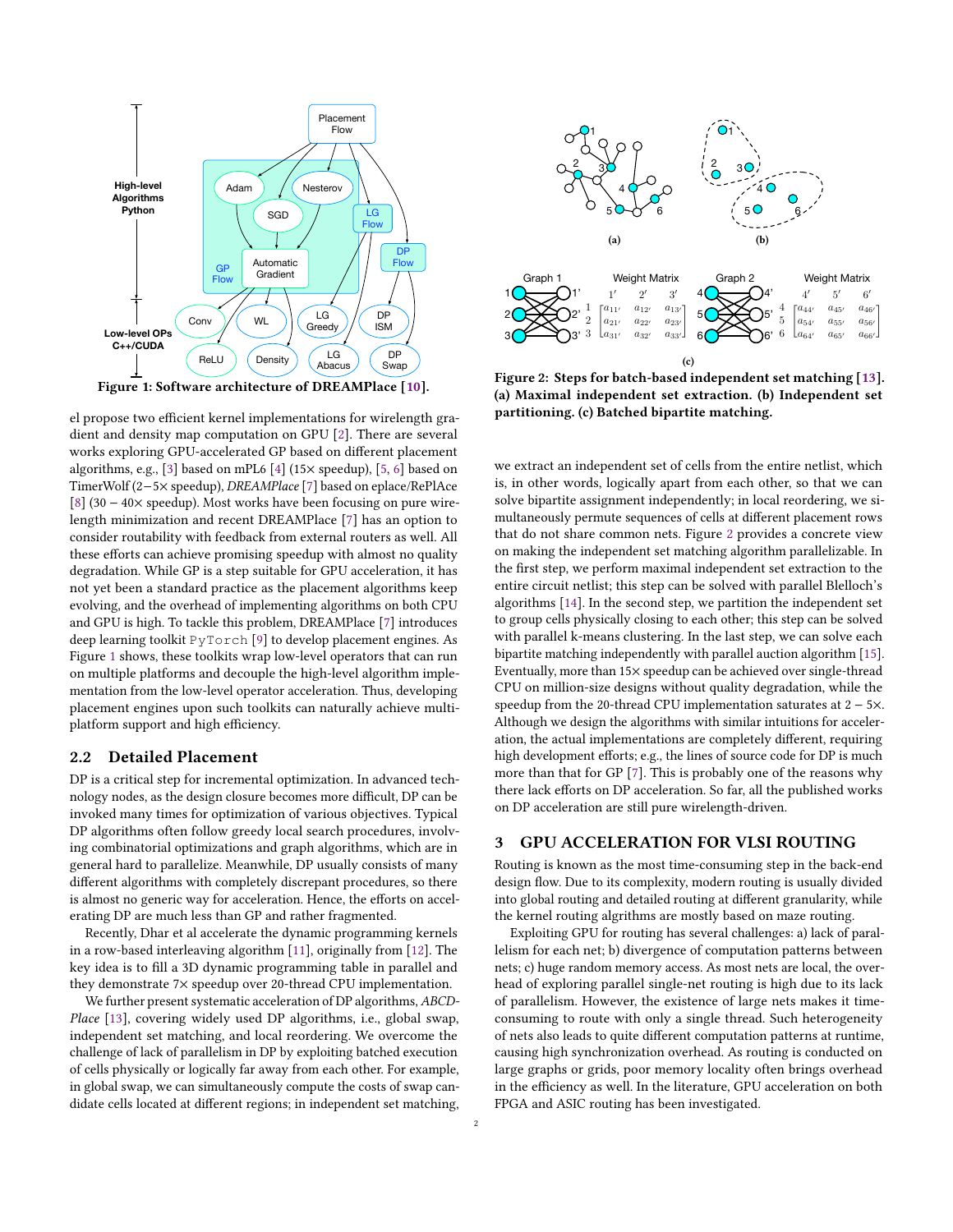Figure 1: Software architecture of DREAMPlace [10].

el propose two efficient kernel implementations for wirelength gradient and density map computation on GPU [2]. There are several works exploring GPU-accelerated GP based on different placement algorithms, e.g., [3] based on mPL6 [4] (15× speedup), [5, 6] based on TimerWolf (2−5× speedup), *DREAMPlace* [7] based on eplace/RePlAce [8] (30 − 40× speedup). Most works have been focusing on pure wirelength minimization and recent DREAMPlace [7] has an option to consider routability with feedback from external routers as well. All these efforts can achieve promising speedup with almost no quality degradation. While GP is a step suitable for GPU acceleration, it has not yet been a standard practice as the placement algorithms keep evolving, and the overhead of implementing algorithms on both CPU and GPU is high. To tackle this problem, DREAMPlace [7] introduces deep learning toolkit `PyTorch` [9] to develop placement engines. As Figure 1 shows, these toolkits wrap low-level operators that can run on multiple platforms and decouple the high-level algorithm implementation from the low-level operator acceleration. Thus, developing placement engines upon such toolkits can naturally achieve multi-platform support and high efficiency.

## 2.2 Detailed Placement

DP is a critical step for incremental optimization. In advanced technology nodes, as the design closure becomes more difficult, DP can be invoked many times for optimization of various objectives. Typical DP algorithms often follow greedy local search procedures, involving combinatorial optimizations and graph algorithms, which are in general hard to parallelize. Meanwhile, DP usually consists of many different algorithms with completely discrepant procedures, so there is almost no generic way for acceleration. Hence, the efforts on accelerating DP are much less than GP and rather fragmented.

Recently, Dhar et al accelerate the dynamic programming kernels in a row-based interleaving algorithm [11], originally from [12]. The key idea is to fill a 3D dynamic programming table in parallel and they demonstrate 7× speedup over 20-thread CPU implementation.

We further present systematic acceleration of DP algorithms, *ABCDPlace* [13], covering widely used DP algorithms, i.e., global swap, independent set matching, and local reordering. We overcome the challenge of lack of parallelism in DP by exploiting batched execution of cells physically or logically far away from each other. For example, in global swap, we can simultaneously compute the costs of swap candidate cells located at different regions; in independent set matching, we extract an independent set of cells from the entire netlist, which is, in other words, logically apart from each other, so that we can solve bipartite assignment independently; in local reordering, we simultaneously permute sequences of cells at different placement rows that do not share common nets. Figure 2 provides a concrete view on making the independent set matching algorithm parallelizable. In the first step, we perform maximal independent set extraction to the entire circuit netlist; this step can be solved with parallel Blelloch's algorithms [14]. In the second step, we partition the independent set to group cells physically closing to each other; this step can be solved with parallel k-means clustering. In the last step, we can solve each bipartite matching independently with parallel auction algorithm [15]. Eventually, more than 15× speedup can be achieved over single-thread CPU on million-size designs without quality degradation, while the speedup from the 20-thread CPU implementation saturates at 2 − 5×. Although we design the algorithms with similar intuitions for acceleration, the actual implementations are completely different, requiring high development efforts; e.g., the lines of source code for DP is much more than that for GP [7]. This is probably one of the reasons why there lack efforts on DP acceleration. So far, all the published works on DP acceleration are still pure wirelength-driven.

Figure 2: Steps for batch-based independent set matching [13]. (a) Maximal independent set extraction. (b) Independent set partitioning. (c) Batched bipartite matching.

# 3 GPU ACCELERATION FOR VLSI ROUTING

Routing is known as the most time-consuming step in the back-end design flow. Due to its complexity, modern routing is usually divided into global routing and detailed routing at different granularity, while the kernel routing algrithms are mostly based on maze routing.

Exploiting GPU for routing has several challenges: a) lack of parallelism for each net; b) divergence of computation patterns between nets; c) huge random memory access. As most nets are local, the overhead of exploring parallel single-net routing is high due to its lack of parallelism. However, the existence of large nets makes it time-consuming to route with only a single thread. Such heterogeneity of nets also leads to quite different computation patterns at runtime, causing high synchronization overhead. As routing is conducted on large graphs or grids, poor memory locality often brings overhead in the efficiency as well. In the literature, GPU acceleration on both FPGA and ASIC routing has been investigated.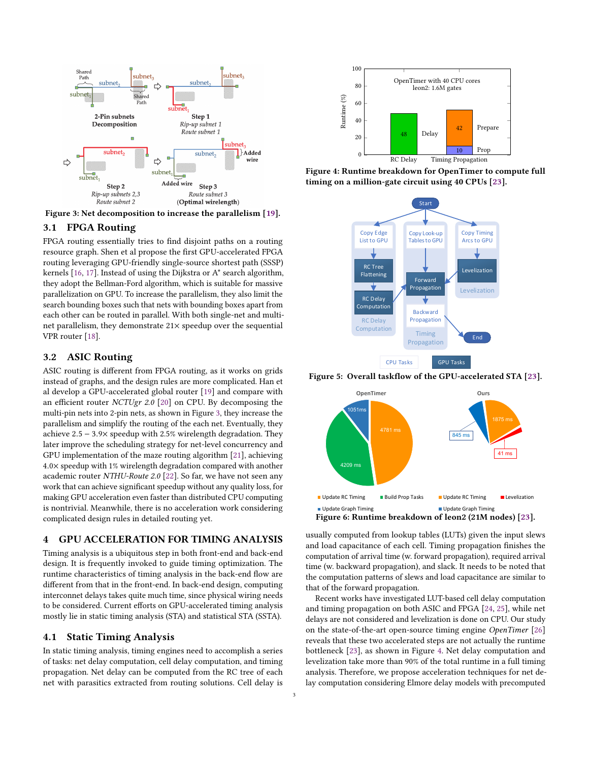Figure 3: Net decomposition to increase the parallelism [19].

## 3.1 FPGA Routing

FPGA routing essentially tries to find disjoint paths on a routing resource graph. Shen et al propose the first GPU-accelerated FPGA routing leveraging GPU-friendly single-source shortest path (SSSP) kernels [16, 17]. Instead of using the Dijkstra or A* search algorithm, they adopt the Bellman-Ford algorithm, which is suitable for massive parallelization on GPU. To increase the parallelism, they also limit the search bounding boxes such that nets with bounding boxes apart from each other can be routed in parallel. With both single-net and multi-net parallelism, they demonstrate 21× speedup over the sequential VPR router [18].

## 3.2 ASIC Routing

ASIC routing is different from FPGA routing, as it works on grids instead of graphs, and the design rules are more complicated. Han et al develop a GPU-accelerated global router [19] and compare with an efficient router *NCTUgr 2.0* [20] on CPU. By decomposing the multi-pin nets into 2-pin nets, as shown in Figure 3, they increase the parallelism and simplify the routing of the each net. Eventually, they achieve 2.5 − 3.9× speedup with 2.5% wirelength degradation. They later improve the scheduling strategy for net-level concurrency and GPU implementation of the maze routing algorithm [21], achieving 4.0× speedup with 1% wirelength degradation compared with another academic router *NTHU-Route 2.0* [22]. So far, we have not seen any work that can achieve significant speedup without any quality loss, for making GPU acceleration even faster than distributed CPU computing is nontrivial. Meanwhile, there is no acceleration work considering complicated design rules in detailed routing yet.

# 4 GPU ACCELERATION FOR TIMING ANALYSIS

Timing analysis is a ubiquitous step in both front-end and back-end design. It is frequently invoked to guide timing optimization. The runtime characteristics of timing analysis in the back-end flow are different from that in the front-end. In back-end design, computing interconnet delays takes quite much time, since physical wiring needs to be considered. Current efforts on GPU-accelerated timing analysis mostly lie in static timing analysis (STA) and statistical STA (SSTA).

## 4.1 Static Timing Analysis

In static timing analysis, timing engines need to accomplish a series of tasks: net delay computation, cell delay computation, and timing propagation. Net delay can be computed from the RC tree of each net with parasitics extracted from routing solutions. Cell delay is usually computed from lookup tables (LUTs) given the input slews and load capacitance of each cell. Timing propagation finishes the computation of arrival time (w. forward propagation), required arrival time (w. backward propagation), and slack. It needs to be noted that the computation patterns of slews and load capacitance are similar to that of the forward propagation.

Figure 4: Runtime breakdown for OpenTimer to compute full timing on a million-gate circuit using 40 CPUs [23].

Figure 5: Overall taskflow of the GPU-accelerated STA [23].

Figure 6: Runtime breakdown of leon2 (21M nodes) [23].

Recent works have investigated LUT-based cell delay computation and timing propagation on both ASIC and FPGA [24, 25], while net delays are not considered and levelization is done on CPU. Our study on the state-of-the-art open-source timing engine *OpenTimer* [26] reveals that these two accelerated steps are not actually the runtime bottleneck [23], as shown in Figure 4. Net delay computation and levelization take more than 90% of the total runtime in a full timing analysis. Therefore, we propose acceleration techniques for net delay computation considering Elmore delay models with precomputed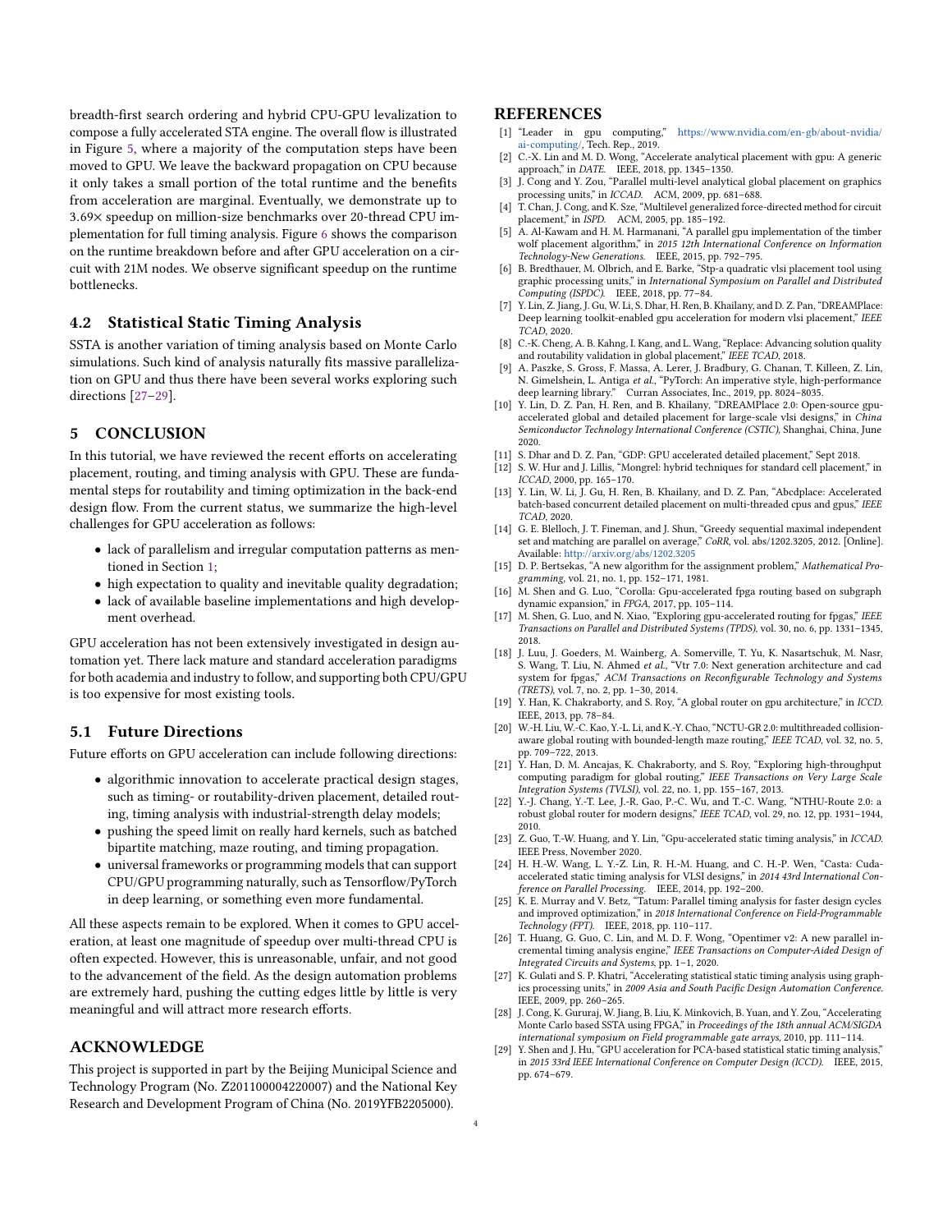breadth-first search ordering and hybrid CPU-GPU levalization to compose a fully accelerated STA engine. The overall flow is illustrated in Figure 5, where a majority of the computation steps have been moved to GPU. We leave the backward propagation on CPU because it only takes a small portion of the total runtime and the benefits from acceleration are marginal. Eventually, we demonstrate up to 3.69× speedup on million-size benchmarks over 20-thread CPU implementation for full timing analysis. Figure 6 shows the comparison on the runtime breakdown before and after GPU acceleration on a circuit with 21M nodes. We observe significant speedup on the runtime bottlenecks.

### 4.2 Statistical Static Timing Analysis

SSTA is another variation of timing analysis based on Monte Carlo simulations. Such kind of analysis naturally fits massive parallelization on GPU and thus there have been several works exploring such directions [27–29].

## 5 CONCLUSION

In this tutorial, we have reviewed the recent efforts on accelerating placement, routing, and timing analysis with GPU. These are fundamental steps for routability and timing optimization in the back-end design flow. From the current status, we summarize the high-level challenges for GPU acceleration as follows:

- lack of parallelism and irregular computation patterns as mentioned in Section 1;
- high expectation to quality and inevitable quality degradation;
- lack of available baseline implementations and high development overhead.

GPU acceleration has not been extensively investigated in design automation yet. There lack mature and standard acceleration paradigms for both academia and industry to follow, and supporting both CPU/GPU is too expensive for most existing tools.

### 5.1 Future Directions

Future efforts on GPU acceleration can include following directions:

- algorithmic innovation to accelerate practical design stages, such as timing- or routability-driven placement, detailed routing, timing analysis with industrial-strength delay models;
- pushing the speed limit on really hard kernels, such as batched bipartite matching, maze routing, and timing propagation.
- universal frameworks or programming models that can support CPU/GPU programming naturally, such as Tensorflow/PyTorch in deep learning, or something even more fundamental.

All these aspects remain to be explored. When it comes to GPU acceleration, at least one magnitude of speedup over multi-thread CPU is often expected. However, this is unreasonable, unfair, and not good to the advancement of the field. As the design automation problems are extremely hard, pushing the cutting edges little by little is very meaningful and will attract more research efforts.

## ACKNOWLEDGE

This project is supported in part by the Beijing Municipal Science and Technology Program (No. Z201100004220007) and the National Key Research and Development Program of China (No. 2019YFB2205000).

## REFERENCES

[1] "Leader in gpu computing," https://www.nvidia.com/en-gb/about-nvidia/ai-computing/, Tech. Rep., 2019.

[2] C.-X. Lin and M. D. Wong, "Accelerate analytical placement with gpu: A generic approach," in *DATE*. IEEE, 2018, pp. 1345–1350.

[3] J. Cong and Y. Zou, "Parallel multi-level analytical global placement on graphics processing units," in *ICCAD*. ACM, 2009, pp. 681–688.

[4] T. Chan, J. Cong, and K. Sze, "Multilevel generalized force-directed method for circuit placement," in *ISPD*. ACM, 2005, pp. 185–192.

[5] A. Al-Kawam and H. M. Harmanani, "A parallel gpu implementation of the timber wolf placement algorithm," in *2015 12th International Conference on Information Technology-New Generations*. IEEE, 2015, pp. 792–795.

[6] B. Bredthauer, M. Olbrich, and E. Barke, "Stp-a quadratic vlsi placement tool using graphic processing units," in *International Symposium on Parallel and Distributed Computing (ISPDC)*. IEEE, 2018, pp. 77–84.

[7] Y. Lin, Z. Jiang, J. Gu, W. Li, S. Dhar, H. Ren, B. Khailany, and D. Z. Pan, "DREAMPlace: Deep learning toolkit-enabled gpu acceleration for modern vlsi placement," *IEEE TCAD*, 2020.

[8] C.-K. Cheng, A. B. Kahng, I. Kang, and L. Wang, "Replace: Advancing solution quality and routability validation in global placement," *IEEE TCAD*, 2018.

[9] A. Paszke, S. Gross, F. Massa, A. Lerer, J. Bradbury, G. Chanan, T. Killeen, Z. Lin, N. Gimelshein, L. Antiga *et al.*, "PyTorch: An imperative style, high-performance deep learning library." Curran Associates, Inc., 2019, pp. 8024–8035.

[10] Y. Lin, D. Z. Pan, H. Ren, and B. Khailany, "DREAMPlace 2.0: Open-source gpu-accelerated global and detailed placement for large-scale vlsi designs," in *China Semiconductor Technology International Conference (CSTIC)*, Shanghai, China, June 2020.

[11] S. Dhar and D. Z. Pan, "GDP: GPU accelerated detailed placement," Sept 2018.

[12] S. W. Hur and J. Lillis, "Mongrel: hybrid techniques for standard cell placement," in *ICCAD*, 2000, pp. 165–170.

[13] Y. Lin, W. Li, J. Gu, H. Ren, B. Khailany, and D. Z. Pan, "Abcdplace: Accelerated batch-based concurrent detailed placement on multi-threaded cpus and gpus," *IEEE TCAD*, 2020.

[14] G. E. Blelloch, J. T. Fineman, and J. Shun, "Greedy sequential maximal independent set and matching are parallel on average," *CoRR*, vol. abs/1202.3205, 2012. [Online]. Available: http://arxiv.org/abs/1202.3205

[15] D. P. Bertsekas, "A new algorithm for the assignment problem," *Mathematical Programming*, vol. 21, no. 1, pp. 152–171, 1981.

[16] M. Shen and G. Luo, "Corolla: Gpu-accelerated fpga routing based on subgraph dynamic expansion," in *FPGA*, 2017, pp. 105–114.

[17] M. Shen, G. Luo, and N. Xiao, "Exploring gpu-accelerated routing for fpgas," *IEEE Transactions on Parallel and Distributed Systems (TPDS)*, vol. 30, no. 6, pp. 1331–1345, 2018.

[18] J. Luu, J. Goeders, M. Wainberg, A. Somerville, T. Yu, K. Nasartschuk, M. Nasr, S. Wang, T. Liu, N. Ahmed *et al.*, "Vtr 7.0: Next generation architecture and cad system for fpgas," *ACM Transactions on Reconfigurable Technology and Systems (TRETS)*, vol. 7, no. 2, pp. 1–30, 2014.

[19] Y. Han, K. Chakraborty, and S. Roy, "A global router on gpu architecture," in *ICCD*. IEEE, 2013, pp. 78–84.

[20] W.-H. Liu, W.-C. Kao, Y.-L. Li, and K.-Y. Chao, "NCTU-GR 2.0: multithreaded collision-aware global routing with bounded-length maze routing," *IEEE TCAD*, vol. 32, no. 5, pp. 709–722, 2013.

[21] Y. Han, D. M. Ancajas, K. Chakraborty, and S. Roy, "Exploring high-throughput computing paradigm for global routing," *IEEE Transactions on Very Large Scale Integration Systems (TVLSI)*, vol. 22, no. 1, pp. 155–167, 2013.

[22] Y.-J. Chang, Y.-T. Lee, J.-R. Gao, P.-C. Wu, and T.-C. Wang, "NTHU-Route 2.0: a robust global router for modern designs," *IEEE TCAD*, vol. 29, no. 12, pp. 1931–1944, 2010.

[23] Z. Guo, T.-W. Huang, and Y. Lin, "Gpu-accelerated static timing analysis," in *ICCAD*. IEEE Press, November 2020.

[24] H. H.-W. Wang, L. Y.-Z. Lin, R. H.-M. Huang, and C. H.-P. Wen, "Casta: Cuda-accelerated static timing analysis for VLSI designs," in *2014 43rd International Conference on Parallel Processing*. IEEE, 2014, pp. 192–200.

[25] K. E. Murray and V. Betz, "Tatum: Parallel timing analysis for faster design cycles and improved optimization," in *2018 International Conference on Field-Programmable Technology (FPT)*. IEEE, 2018, pp. 110–117.

[26] T. Huang, G. Guo, C. Lin, and M. D. F. Wong, "Opentimer v2: A new parallel incremental timing analysis engine," *IEEE Transactions on Computer-Aided Design of Integrated Circuits and Systems*, pp. 1–1, 2020.

[27] K. Gulati and S. P. Khatri, "Accelerating statistical static timing analysis using graphics processing units," in *2009 Asia and South Pacific Design Automation Conference*. IEEE, 2009, pp. 260–265.

[28] J. Cong, K. Gururaj, W. Jiang, B. Liu, K. Minkovich, B. Yuan, and Y. Zou, "Accelerating Monte Carlo based SSTA using FPGA," in *Proceedings of the 18th annual ACM/SIGDA international symposium on Field programmable gate arrays*, 2010, pp. 111–114.

[29] Y. Shen and J. Hu, "GPU acceleration for PCA-based statistical static timing analysis," in *2015 33rd IEEE International Conference on Computer Design (ICCD)*. IEEE, 2015, pp. 674–679.